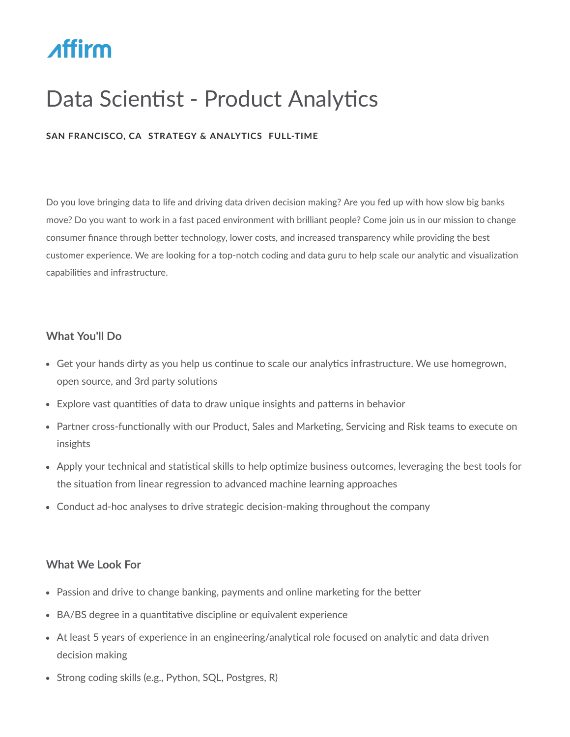Affirm

# Data Scientist - Product Analytics

**SAN FRANCISCO, CA STRATEGY & ANALYTICS FULL-TIME**

Do you love bringing data to life and driving data driven decision making? Are you fed up with how slow big banks move? Do you want to work in a fast paced environment with brilliant people? Come join us in our mission to change consumer finance through better technology, lower costs, and increased transparency while providing the best customer experience. We are looking for a top-notch coding and data guru to help scale our analytic and visualization capabilities and infrastructure.

### What You'll Do

- Get your hands dirty as you help us continue to scale our analytics infrastructure. We use homegrown, open source, and 3rd party solutions
- Explore vast quantities of data to draw unique insights and patterns in behavior
- Partner cross-functionally with our Product, Sales and Marketing, Servicing and Risk teams to execute on insights
- Apply your technical and statistical skills to help optimize business outcomes, leveraging the best tools for the situation from linear regression to advanced machine learning approaches
- Conduct ad-hoc analyses to drive strategic decision-making throughout the company

### What We Look For

- Passion and drive to change banking, payments and online marketing for the better
- BA/BS degree in a quantitative discipline or equivalent experience
- At least 5 years of experience in an engineering/analytical role focused on analytic and data driven decision making
- Strong coding skills (e.g., Python, SQL, Postgres, R)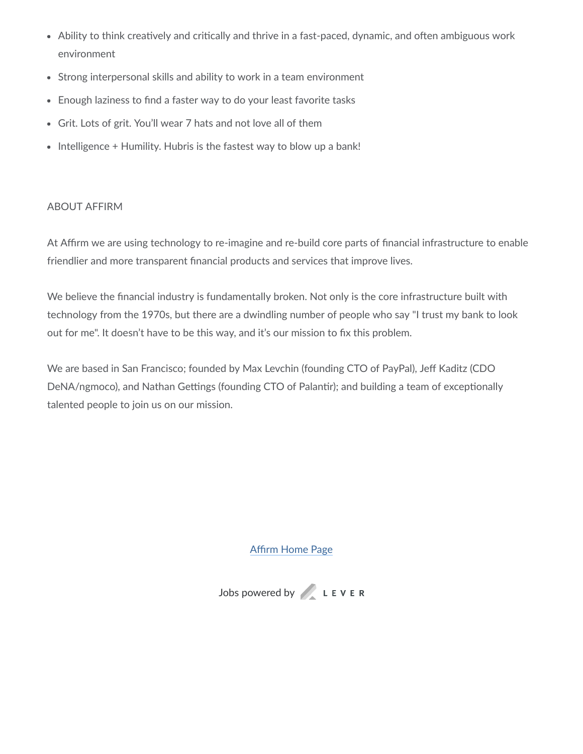- Ability to think creatively and critically and thrive in a fast-paced, dynamic, and often ambiguous work environment
- Strong interpersonal skills and ability to work in a team environment
- Enough laziness to find a faster way to do your least favorite tasks
- Grit. Lots of grit. You'll wear 7 hats and not love all of them
- Intelligence + Humility. Hubris is the fastest way to blow up a bank!

ABOUT AFFIRM

At Affirm we are using technology to re-imagine and re-build core parts of financial infrastructure to enable friendlier and more transparent financial products and services that improve lives.

We believe the financial industry is fundamentally broken. Not only is the core infrastructure built with technology from the 1970s, but there are a dwindling number of people who say "I trust my bank to look out for me". It doesn't have to be this way, and it's our mission to fix this problem.

We are based in San Francisco; founded by Max Levchin (founding CTO of PayPal), Jeff Kaditz (CDO DeNA/ngmoco), and Nathan Gettings (founding CTO of Palantir); and building a team of exceptionally talented people to join us on our mission.

Affirm Home Page

Jobs powered by LEVER